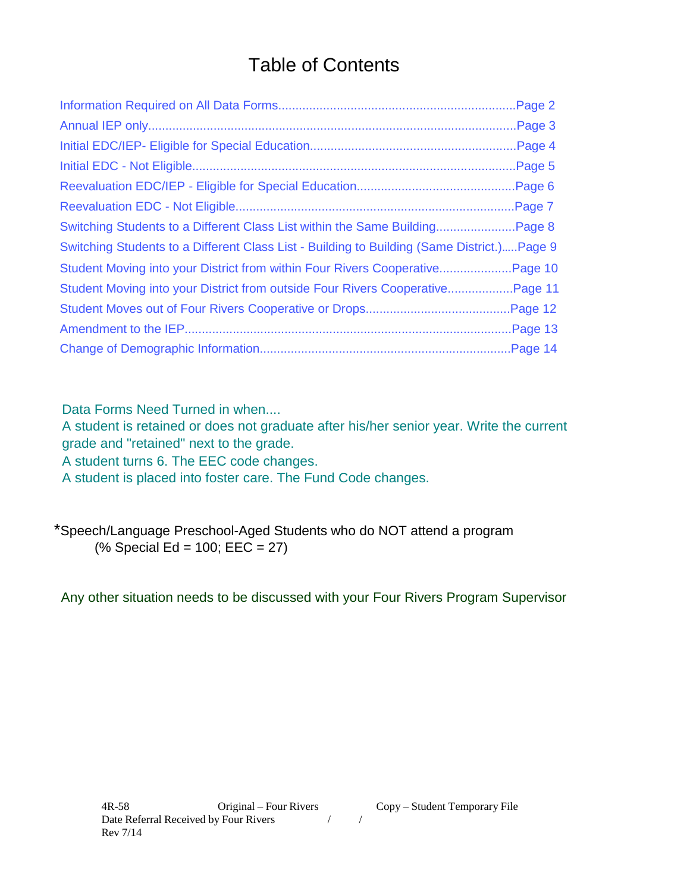# Table of Contents

Information Required on All Data Forms.......................................................................Page 2
Annual IEP only..................................................................................................................Page 3
Initial EDC/IEP- Eligible for Special Education...............................................................Page 4
Initial EDC - Not Eligible.....................................................................................................Page 5
Reevaluation EDC/IEP - Eligible for Special Education..............................................Page 6
Reevaluation EDC - Not Eligible.......................................................................................Page 7
Switching Students to a Different Class List within the Same Building.......................Page 8
Switching Students to a Different Class List - Building to Building (Same District.).....Page 9
Student Moving into your District from within Four Rivers Cooperative.....................Page 10
Student Moving into your District from outside Four Rivers Cooperative...................Page 11
Student Moves out of Four Rivers Cooperative or Drops..........................................Page 12
Amendment to the IEP......................................................................................................Page 13
Change of Demographic Information...............................................................................Page 14

Data Forms Need Turned in when....
A student is retained or does not graduate after his/her senior year. Write the current grade and "retained" next to the grade.
A student turns 6. The EEC code changes.
A student is placed into foster care. The Fund Code changes.

*Speech/Language Preschool-Aged Students who do NOT attend a program
(% Special Ed = 100; EEC = 27)

Any other situation needs to be discussed with your Four Rivers Program Supervisor

4R-58 Original – Four Rivers Copy – Student Temporary File
Date Referral Received by Four Rivers / /
Rev 7/14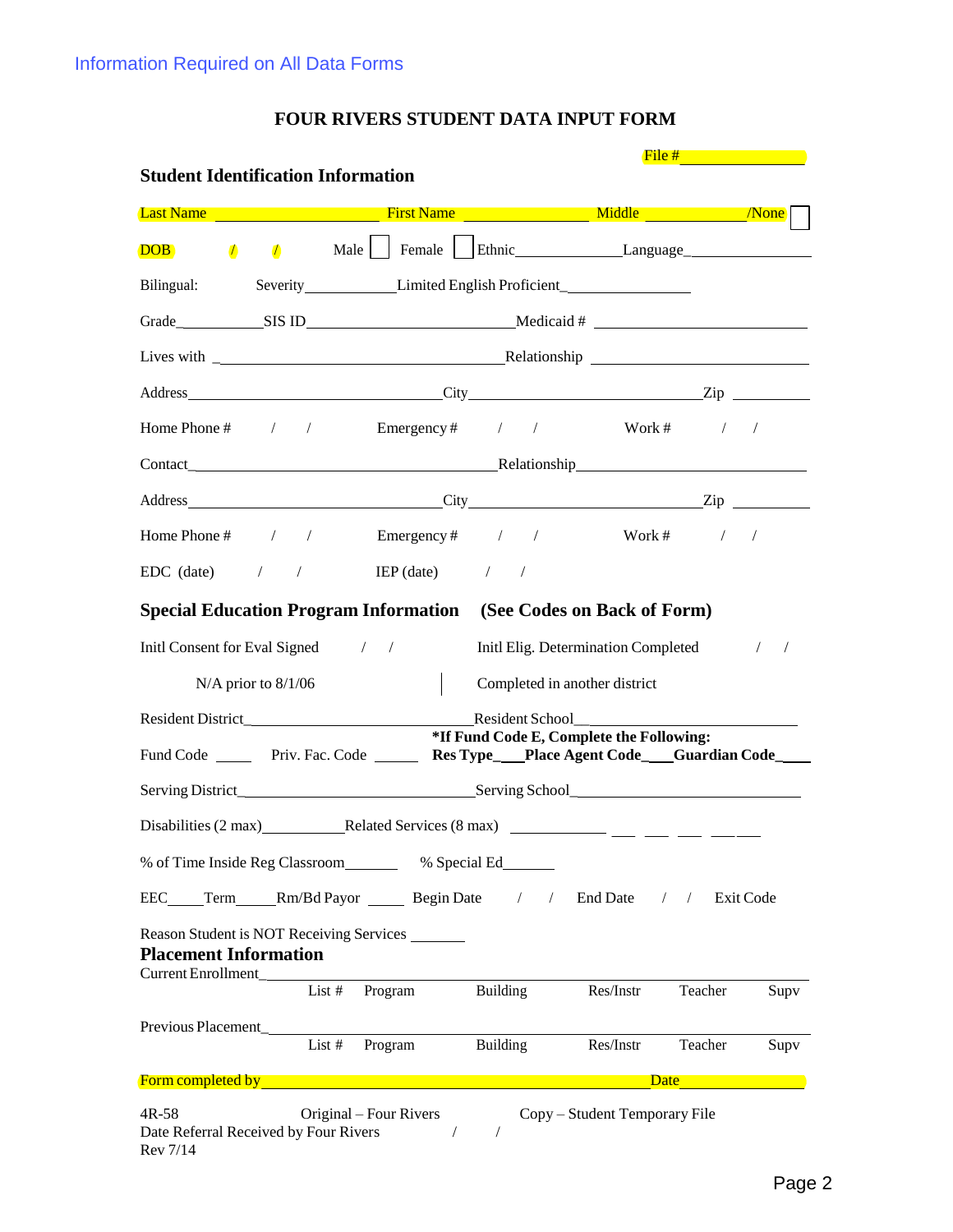Information Required on All Data Forms

# FOUR RIVERS STUDENT DATA INPUT FORM

File #\_\_\_\_\_\_\_\_\_\_\_\_\_\_\_

## Student Identification Information

Last Name \_\_\_\_\_\_\_\_\_\_\_\_\_\_\_\_\_\_ First Name \_\_\_\_\_\_\_\_\_\_\_\_\_\_ Middle \_\_\_\_\_\_\_\_\_\_\_\_ /None ☐

DOB / / Male ☐ Female ☐ Ethnic\_\_\_\_\_\_\_\_\_\_\_\_ Language\_\_\_\_\_\_\_\_\_\_\_\_

Bilingual: Severity\_\_\_\_\_\_\_\_\_\_ Limited English Proficient\_\_\_\_\_\_\_\_\_\_\_\_\_\_

Grade\_\_\_\_\_\_\_\_\_\_ SIS ID\_\_\_\_\_\_\_\_\_\_\_\_\_\_\_\_\_\_\_\_\_\_ Medicaid # \_\_\_\_\_\_\_\_\_\_\_\_\_\_\_\_\_\_\_\_\_\_

Lives with \_\_\_\_\_\_\_\_\_\_\_\_\_\_\_\_\_\_\_\_\_\_\_\_\_\_\_\_\_\_\_\_ Relationship \_\_\_\_\_\_\_\_\_\_\_\_\_\_\_\_\_\_\_\_\_\_

Address\_\_\_\_\_\_\_\_\_\_\_\_\_\_\_\_\_\_\_\_\_\_\_\_\_\_\_\_ City\_\_\_\_\_\_\_\_\_\_\_\_\_\_\_\_\_\_\_\_\_\_\_\_\_ Zip \_\_\_\_\_\_\_\_

Home Phone # / / Emergency # / / Work # / /

Contact\_\_\_\_\_\_\_\_\_\_\_\_\_\_\_\_\_\_\_\_\_\_\_\_\_\_\_\_\_\_\_\_\_ Relationship\_\_\_\_\_\_\_\_\_\_\_\_\_\_\_\_\_\_\_\_\_\_\_\_

Address\_\_\_\_\_\_\_\_\_\_\_\_\_\_\_\_\_\_\_\_\_\_\_\_\_\_\_\_ City\_\_\_\_\_\_\_\_\_\_\_\_\_\_\_\_\_\_\_\_\_\_\_\_\_ Zip \_\_\_\_\_\_\_\_

Home Phone # / / Emergency # / / Work # / /

EDC (date) / / IEP (date) / /

## Special Education Program Information (See Codes on Back of Form)

Initl Consent for Eval Signed / / Initl Elig. Determination Completed / /

N/A prior to 8/1/06 Completed in another district

Resident District\_\_\_\_\_\_\_\_\_\_\_\_\_\_\_\_\_\_\_\_\_\_\_ Resident School\_\_\_\_\_\_\_\_\_\_\_\_\_\_\_\_\_\_\_\_\_\_\_

**\*If Fund Code E, Complete the Following:**

Fund Code \_\_\_\_ Priv. Fac. Code \_\_\_\_\_ **Res Type\_\_\_ Place Agent Code\_\_\_ Guardian Code\_\_\_\_**

Serving District\_\_\_\_\_\_\_\_\_\_\_\_\_\_\_\_\_\_\_\_\_\_\_\_ Serving School\_\_\_\_\_\_\_\_\_\_\_\_\_\_\_\_\_\_\_\_\_\_\_\_

Disabilities (2 max)\_\_\_\_\_\_\_\_\_ Related Services (8 max) \_\_\_\_\_\_\_\_\_\_ \_\_\_ \_\_\_ \_\_\_ \_\_\_\_\_

% of Time Inside Reg Classroom\_\_\_\_\_\_ % Special Ed\_\_\_\_\_\_

EEC\_\_\_\_ Term\_\_\_\_ Rm/Bd Payor \_\_\_\_ Begin Date / / End Date / / Exit Code

Reason Student is NOT Receiving Services \_\_\_\_\_\_

## Placement Information

Current Enrollment\_\_\_\_\_\_\_\_\_\_\_\_\_\_\_\_\_\_\_\_\_\_\_\_\_\_\_\_\_\_\_\_\_\_\_\_\_\_\_\_\_\_\_\_\_\_\_\_\_\_\_\_

List # Program Building Res/Instr Teacher Supv

Previous Placement\_\_\_\_\_\_\_\_\_\_\_\_\_\_\_\_\_\_\_\_\_\_\_\_\_\_\_\_\_\_\_\_\_\_\_\_\_\_\_\_\_\_\_\_\_\_\_\_\_\_\_\_

List # Program Building Res/Instr Teacher Supv

Form completed by\_\_\_\_\_\_\_\_\_\_\_\_\_\_\_\_\_\_\_\_\_\_\_\_\_\_\_\_\_\_\_\_\_\_\_\_\_\_\_\_\_\_\_ Date\_\_\_\_\_\_\_\_\_\_\_\_

4R-58 Original – Four Rivers Copy – Student Temporary File

Date Referral Received by Four Rivers / /

Rev 7/14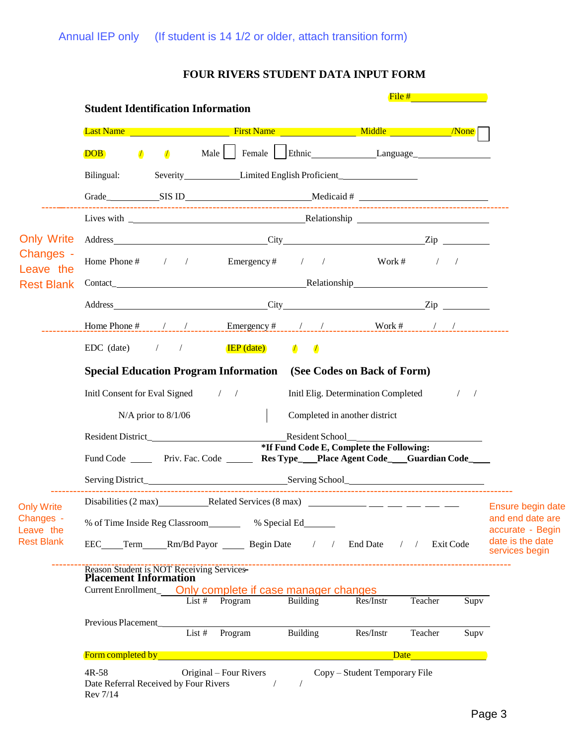Annual IEP only (If student is 14 1/2 or older, attach transition form)

# FOUR RIVERS STUDENT DATA INPUT FORM

File #\_\_\_\_\_\_\_\_\_\_\_\_\_\_

## Student Identification Information

Last Name \_\_\_\_\_\_\_\_\_\_\_\_\_\_\_\_ First Name \_\_\_\_\_\_\_\_\_\_\_\_ Middle \_\_\_\_\_\_\_\_\_\_ /None ☐

DOB / / Male ☐ Female ☐ Ethnic\_\_\_\_\_\_\_\_\_\_\_\_ Language\_\_\_\_\_\_\_\_\_\_\_\_

Bilingual: Severity\_\_\_\_\_\_\_\_\_\_ Limited English Proficient\_\_\_\_\_\_\_\_\_\_\_\_\_\_

Grade\_\_\_\_\_\_\_\_\_ SIS ID\_\_\_\_\_\_\_\_\_\_\_\_\_\_\_\_\_\_\_\_\_\_ Medicaid # \_\_\_\_\_\_\_\_\_\_\_\_\_\_\_\_\_\_\_\_\_\_

---

Only Write Changes - Leave the Rest Blank

Lives with \_\_\_\_\_\_\_\_\_\_\_\_\_\_\_\_\_\_\_\_\_\_\_\_\_\_\_\_\_\_\_ Relationship \_\_\_\_\_\_\_\_\_\_\_\_\_\_\_\_\_\_\_\_\_\_

Address\_\_\_\_\_\_\_\_\_\_\_\_\_\_\_\_\_\_\_\_\_\_\_\_\_\_\_ City\_\_\_\_\_\_\_\_\_\_\_\_\_\_\_\_\_\_\_\_\_\_\_\_ Zip \_\_\_\_\_\_\_\_

Home Phone # / / Emergency # / / Work # / /

Contact\_\_\_\_\_\_\_\_\_\_\_\_\_\_\_\_\_\_\_\_\_\_\_\_\_\_\_\_\_\_\_\_\_\_ Relationship\_\_\_\_\_\_\_\_\_\_\_\_\_\_\_\_\_\_\_\_\_\_\_\_

Address\_\_\_\_\_\_\_\_\_\_\_\_\_\_\_\_\_\_\_\_\_\_\_\_\_\_\_ City\_\_\_\_\_\_\_\_\_\_\_\_\_\_\_\_\_\_\_\_\_\_\_\_ Zip \_\_\_\_\_\_\_\_

Home Phone # / / Emergency # / / Work # / /

---

EDC (date) / / IEP (date) / /

## Special Education Program Information (See Codes on Back of Form)

Initl Consent for Eval Signed / / Initl Elig. Determination Completed / /

N/A prior to 8/1/06 | Completed in another district

Resident District\_\_\_\_\_\_\_\_\_\_\_\_\_\_\_\_\_\_\_\_\_\_\_\_ Resident School\_\_\_\_\_\_\_\_\_\_\_\_\_\_\_\_\_\_\_\_\_\_\_\_

**\*If Fund Code E, Complete the Following:**

Fund Code \_\_\_\_ Priv. Fac. Code \_\_\_\_ **Res Type\_\_\_ Place Agent Code\_\_\_ Guardian Code\_\_\_**

Serving District\_\_\_\_\_\_\_\_\_\_\_\_\_\_\_\_\_\_\_\_\_\_\_\_ Serving School\_\_\_\_\_\_\_\_\_\_\_\_\_\_\_\_\_\_\_\_\_\_\_\_

---

Only Write Changes - Leave the Rest Blank

Disabilities (2 max)\_\_\_\_\_\_\_\_ Related Services (8 max) \_\_\_\_\_\_\_\_ \_\_ \_\_ \_\_ \_\_ \_\_

% of Time Inside Reg Classroom\_\_\_\_\_\_ % Special Ed\_\_\_\_\_\_

EEC\_\_\_\_ Term\_\_\_\_ Rm/Bd Payor \_\_\_\_ Begin Date / / End Date / / Exit Code

Ensure begin date and end date are accurate - Begin date is the date services begin

---

Reason Student is NOT Receiving Services

## Placement Information

Current Enrollment\_ Only complete if case manager changes

List # Program Building Res/Instr Teacher Supv

Previous Placement\_\_\_\_\_\_\_\_\_\_\_\_\_\_\_\_\_\_\_\_\_\_\_\_\_\_\_\_\_\_\_\_\_\_\_\_\_\_\_\_\_\_\_\_\_\_\_\_

List # Program Building Res/Instr Teacher Supv

Form completed by\_\_\_\_\_\_\_\_\_\_\_\_\_\_\_\_\_\_\_\_\_\_\_\_\_\_\_\_\_\_\_\_\_\_\_\_\_\_\_\_ Date\_\_\_\_\_\_\_\_\_\_\_\_

4R-58 Original – Four Rivers Copy – Student Temporary File

Date Referral Received by Four Rivers / /

Rev 7/14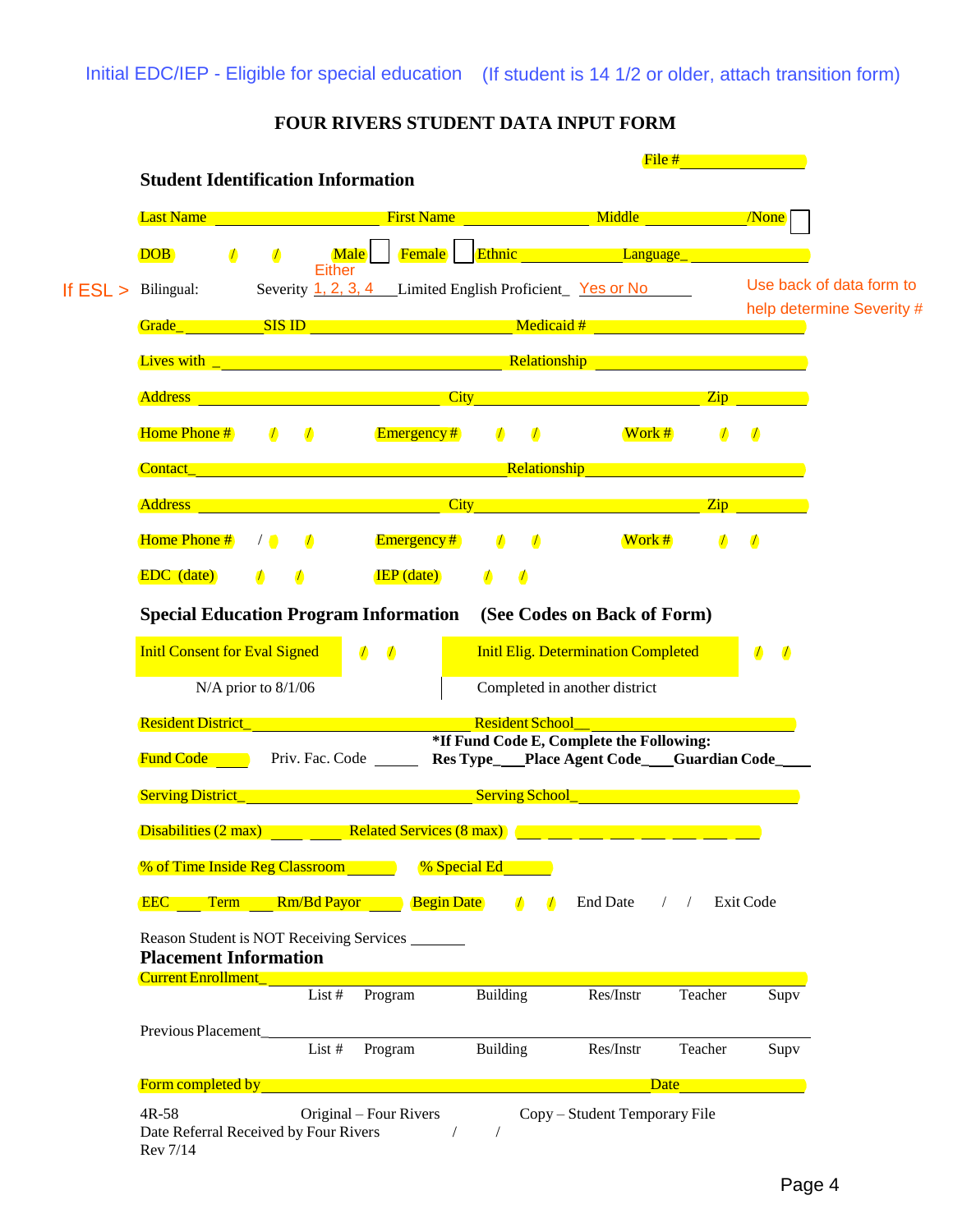Initial EDC/IEP - Eligible for special education (If student is 14 1/2 or older, attach transition form)

# FOUR RIVERS STUDENT DATA INPUT FORM

File #________________

## Student Identification Information

Last Name ______________________ First Name ________________ Middle ____________ /None ☐

DOB / / Male ☐ Female ☐ Ethnic ____________ Language_ ______________

If ESL > Bilingual: Severity 1, 2, 3, 4 (Either) Limited English Proficient_ Yes or No ______ Use back of data form to help determine Severity #

Grade_ __________ SIS ID ______________________ Medicaid # ____________________

Lives with _ ______________________________ Relationship ____________________

Address ______________________ City ____________________ Zip ________

Home Phone # / / Emergency # / / Work # / /

Contact_ ______________________________ Relationship____________________

Address ______________________ City ____________________ Zip ________

Home Phone # / / Emergency # / / Work # / /

EDC (date) / / IEP (date) / /

## Special Education Program Information (See Codes on Back of Form)

Initl Consent for Eval Signed / / Initl Elig. Determination Completed / /

N/A prior to 8/1/06 Completed in another district

Resident District_ ______________________ Resident School__ ______________________

Fund Code ____ Priv. Fac. Code ______ **\*If Fund Code E, Complete the Following:**
**Res Type_\_\_\_ Place Agent Code_\_\_\_ Guardian Code_\_\_\_**

Serving District_ ______________________ Serving School_ ______________________

Disabilities (2 max) ____ ____ Related Services (8 max) ___ ___ ___ ___ ___ ___ ___ ___

% of Time Inside Reg Classroom ______ % Special Ed ______

EEC ___ Term ___ Rm/Bd Payor ____ Begin Date / / End Date / / Exit Code

Reason Student is NOT Receiving Services _______

## Placement Information

Current Enrollment_ ____________________________________________________________

List # Program Building Res/Instr Teacher Supv

Previous Placement_ ____________________________________________________________

List # Program Building Res/Instr Teacher Supv

Form completed by ____________________________________________ Date ____________

4R-58 Original – Four Rivers Copy – Student Temporary File
Date Referral Received by Four Rivers / /
Rev 7/14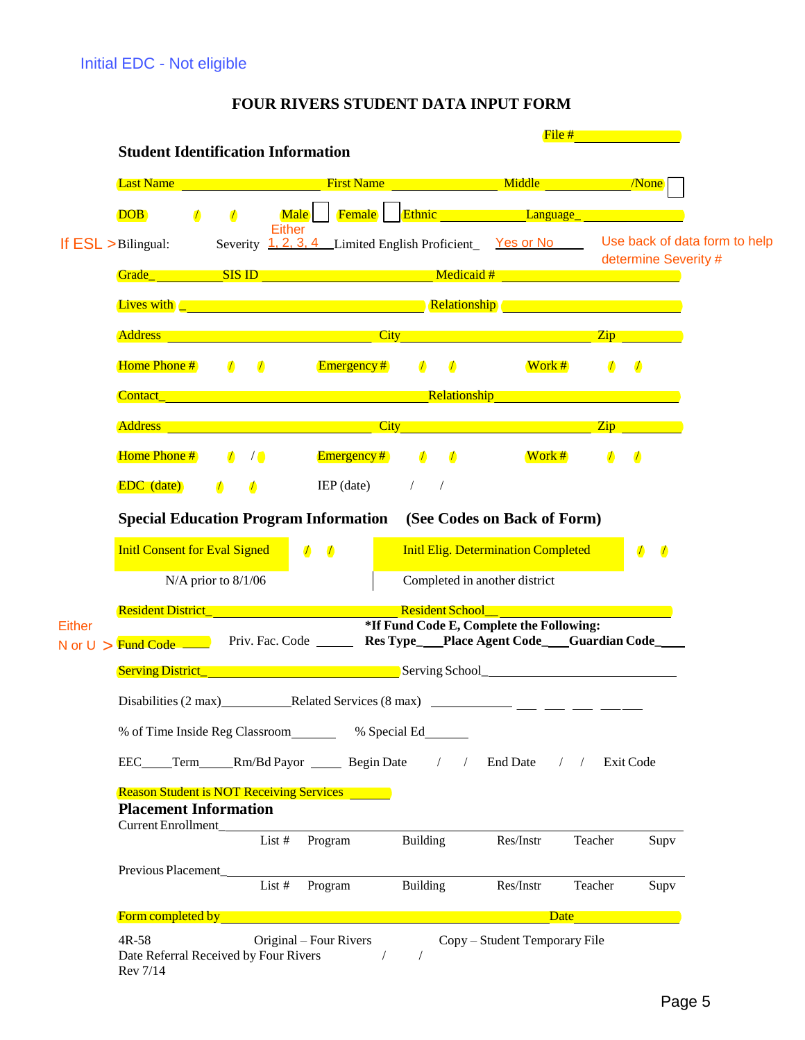Initial EDC - Not eligible

# FOUR RIVERS STUDENT DATA INPUT FORM

File #________________

## Student Identification Information

Last Name ____________________ First Name _______________ Middle ____________ /None ☐

DOB / / Male ☐ Female ☐ Ethnic _______________ Language_ _______________

If ESL > Bilingual: Severity Either 1, 2, 3, 4 __Limited English Proficient_ Yes or No ______ Use back of data form to help determine Severity #

Grade_ __________ SIS ID ______________________ Medicaid # ___________________

Lives with _ ___________________________ Relationship ____________________

Address ___________________________ City ___________________________ Zip ________

Home Phone # / / Emergency # / / Work # / /

Contact_ _____________________________________ Relationship ______________________

Address ___________________________ City ___________________________ Zip ________

Home Phone # / / Emergency # / / Work # / /

EDC (date) / / IEP (date) / /

## Special Education Program Information (See Codes on Back of Form)

Initl Consent for Eval Signed / / Initl Elig. Determination Completed / /

N/A prior to 8/1/06 Completed in another district

Resident District_ ___________________________ Resident School__ ___________________

Either N or U > Fund Code ____ Priv. Fac. Code ______ ***If Fund Code E, Complete the Following:**
**Res Type_**___**Place Agent Code_**___**Guardian Code_**___

Serving District_ ___________________________ Serving School_ ___________________________

Disabilities (2 max)__________Related Services (8 max) ____________ ___ ___ ___ ___ ___

% of Time Inside Reg Classroom_______ % Special Ed_______

EEC_____Term_____Rm/Bd Payor _____ Begin Date / / End Date / / Exit Code

Reason Student is NOT Receiving Services ______

## Placement Information

Current Enrollment_______________________________________________________________

List # Program Building Res/Instr Teacher Supv

Previous Placement_______________________________________________________________

List # Program Building Res/Instr Teacher Supv

Form completed by _______________________________________________ Date __________

4R-58 Original – Four Rivers Copy – Student Temporary File
Date Referral Received by Four Rivers / /
Rev 7/14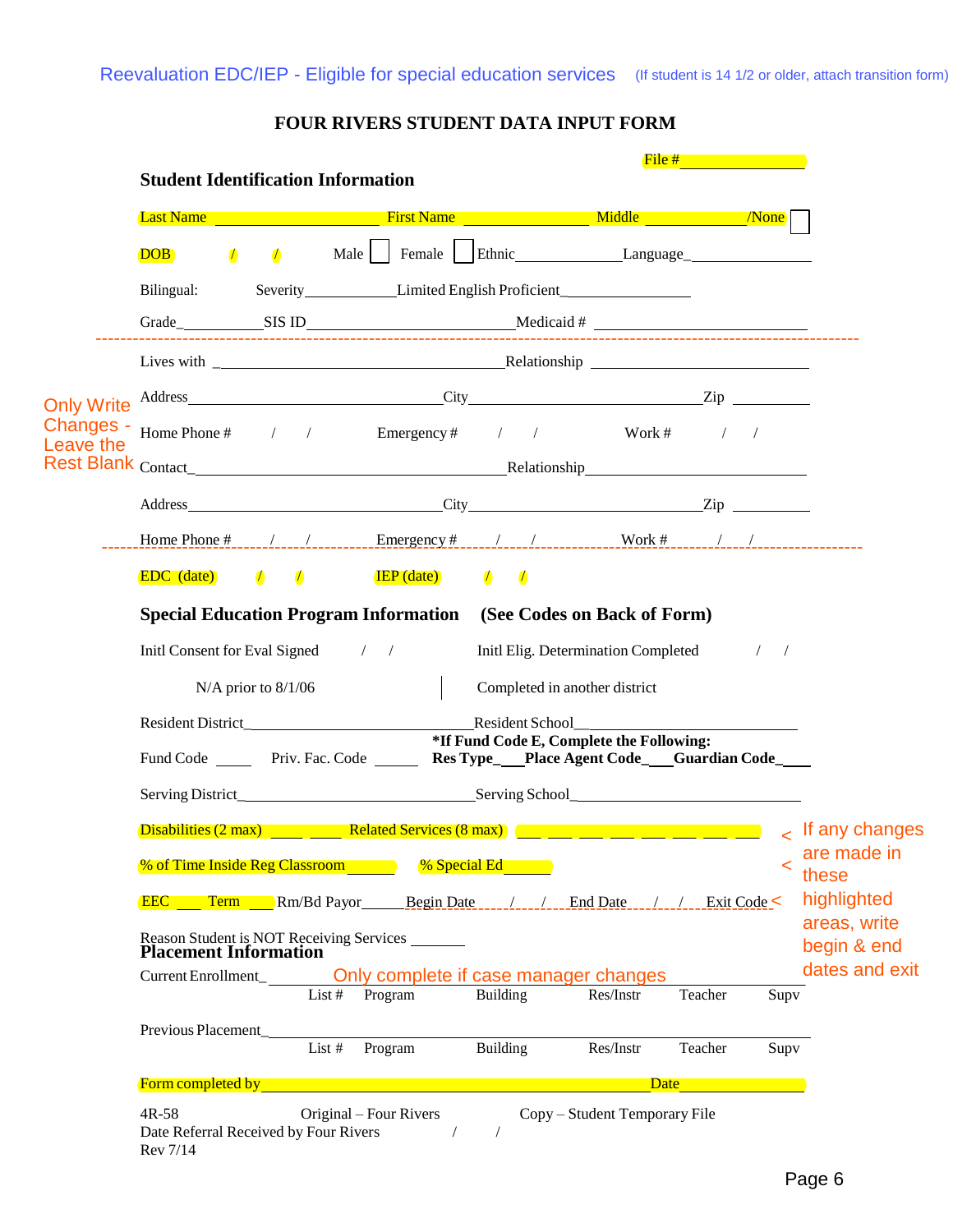Reevaluation EDC/IEP - Eligible for special education services (If student is 14 1/2 or older, attach transition form)

# FOUR RIVERS STUDENT DATA INPUT FORM

File #________________

## Student Identification Information

Last Name ____________________ First Name _______________ Middle ____________ /None ☐

DOB / / Male ☐ Female ☐ Ethnic_____________Language_______________

Bilingual: Severity___________Limited English Proficient_______________

Grade_________SIS ID_________________________Medicaid # ______________________

Only Write Changes - Leave the Rest Blank

Lives with _________________________________Relationship ____________________

Address____________________________City___________________________Zip _________

Home Phone # / / Emergency # / / Work # / /

Contact___________________________________Relationship______________________

Address____________________________City___________________________Zip _________

Home Phone # / / Emergency # / / Work # / /

EDC (date) / / IEP (date) / /

## Special Education Program Information (See Codes on Back of Form)

Initl Consent for Eval Signed / / Initl Elig. Determination Completed / /

N/A prior to 8/1/06 | Completed in another district

Resident District___________________________Resident School_______________________

Fund Code _____ Priv. Fac. Code _____ **\*If Fund Code E, Complete the Following: Res Type___Place Agent Code___Guardian Code___**

Serving District___________________________Serving School_________________________

Disabilities (2 max) ____ ____ Related Services (8 max) ___ ___ ___ ___ ___ ___ ___ ___ <

% of Time Inside Reg Classroom ______ % Special Ed______ <

EEC ___ Term ___ Rm/Bd Payor______ Begin Date / / End Date / / Exit Code <

If any changes are made in these highlighted areas, write begin & end dates and exit

Reason Student is NOT Receiving Services _______

## Placement Information

Current Enrollment_ Only complete if case manager changes

List # Program Building Res/Instr Teacher Supv

Previous Placement_______________________________________________________________

List # Program Building Res/Instr Teacher Supv

Form completed by____________________________________________Date______________

4R-58 Original – Four Rivers Copy – Student Temporary File

Date Referral Received by Four Rivers / /

Rev 7/14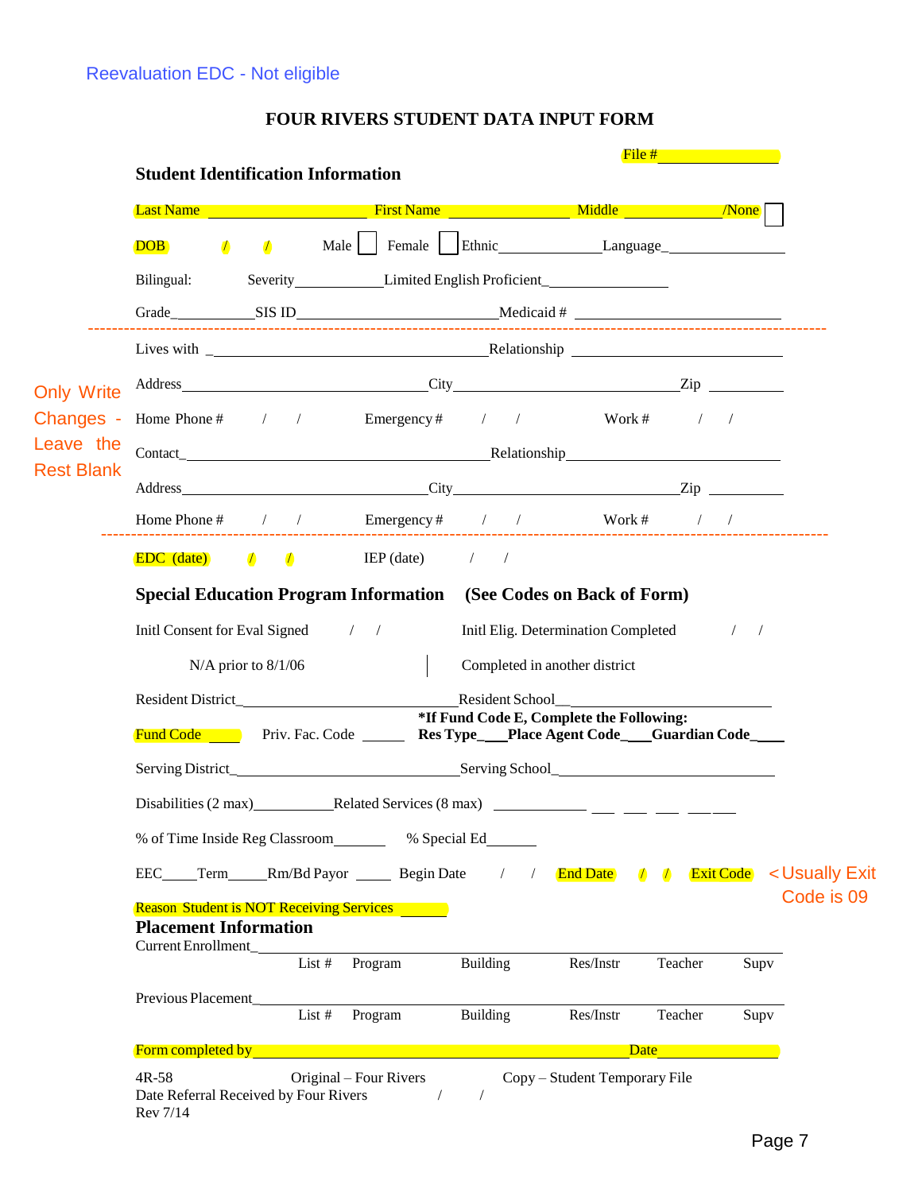Reevaluation EDC - Not eligible

# FOUR RIVERS STUDENT DATA INPUT FORM

File #\_\_\_\_\_\_\_\_\_\_\_\_\_\_\_\_

## Student Identification Information

Last Name \_\_\_\_\_\_\_\_\_\_\_\_\_\_\_\_\_\_\_\_ First Name \_\_\_\_\_\_\_\_\_\_\_\_\_\_\_ Middle \_\_\_\_\_\_\_\_\_\_\_\_ /None ☐

DOB / / Male ☐ Female ☐ Ethnic\_\_\_\_\_\_\_\_\_\_\_\_\_Language\_\_\_\_\_\_\_\_\_\_\_\_\_\_\_\_

Bilingual: Severity\_\_\_\_\_\_\_\_\_\_\_\_Limited English Proficient\_\_\_\_\_\_\_\_\_\_\_\_\_\_\_\_

Grade\_\_\_\_\_\_\_\_\_\_\_SIS ID\_\_\_\_\_\_\_\_\_\_\_\_\_\_\_\_\_\_\_\_\_\_\_\_\_Medicaid # \_\_\_\_\_\_\_\_\_\_\_\_\_\_\_\_\_\_\_\_\_\_\_\_\_\_

---

Only Write Changes - Leave the Rest Blank

Lives with \_\_\_\_\_\_\_\_\_\_\_\_\_\_\_\_\_\_\_\_\_\_\_\_\_\_\_\_\_\_\_\_\_\_Relationship \_\_\_\_\_\_\_\_\_\_\_\_\_\_\_\_\_\_\_\_\_\_\_\_\_\_

Address\_\_\_\_\_\_\_\_\_\_\_\_\_\_\_\_\_\_\_\_\_\_\_\_\_\_\_\_\_\_City\_\_\_\_\_\_\_\_\_\_\_\_\_\_\_\_\_\_\_\_\_\_\_\_\_\_\_\_Zip \_\_\_\_\_\_\_\_\_

Home Phone # / / Emergency # / / Work # / /

Contact\_\_\_\_\_\_\_\_\_\_\_\_\_\_\_\_\_\_\_\_\_\_\_\_\_\_\_\_\_\_\_\_\_\_\_\_\_\_Relationship\_\_\_\_\_\_\_\_\_\_\_\_\_\_\_\_\_\_\_\_\_\_\_\_\_\_\_

Address\_\_\_\_\_\_\_\_\_\_\_\_\_\_\_\_\_\_\_\_\_\_\_\_\_\_\_\_\_\_City\_\_\_\_\_\_\_\_\_\_\_\_\_\_\_\_\_\_\_\_\_\_\_\_\_\_\_\_Zip \_\_\_\_\_\_\_\_\_

Home Phone # / / Emergency # / / Work # / /

---

EDC (date) / / IEP (date) / /

## Special Education Program Information (See Codes on Back of Form)

Initl Consent for Eval Signed / / Initl Elig. Determination Completed / /

N/A prior to 8/1/06 | Completed in another district

Resident District\_\_\_\_\_\_\_\_\_\_\_\_\_\_\_\_\_\_\_\_\_\_\_\_\_\_\_Resident School\_\_\_\_\_\_\_\_\_\_\_\_\_\_\_\_\_\_\_\_\_\_\_\_\_\_\_\_\_

Fund Code \_\_\_\_ Priv. Fac. Code \_\_\_\_\_ **\*If Fund Code E, Complete the Following: Res Type\_\_\_\_Place Agent Code\_\_\_\_Guardian Code\_\_\_\_**

Serving District\_\_\_\_\_\_\_\_\_\_\_\_\_\_\_\_\_\_\_\_\_\_\_\_\_\_\_\_Serving School\_\_\_\_\_\_\_\_\_\_\_\_\_\_\_\_\_\_\_\_\_\_\_\_\_\_\_\_\_

Disabilities (2 max)\_\_\_\_\_\_\_\_\_\_Related Services (8 max) \_\_\_\_\_\_\_\_\_\_\_\_ \_\_\_ \_\_\_ \_\_\_ \_\_\_\_\_\_

% of Time Inside Reg Classroom\_\_\_\_\_\_\_ % Special Ed\_\_\_\_\_\_

EEC\_\_\_\_\_Term\_\_\_\_\_Rm/Bd Payor \_\_\_\_\_ Begin Date / / End Date / / Exit Code < Usually Exit Code is 09

Reason Student is NOT Receiving Services \_\_\_\_\_\_

## Placement Information

Current Enrollment\_\_\_\_\_\_\_\_\_\_\_\_\_\_\_\_\_\_\_\_\_\_\_\_\_\_\_\_\_\_\_\_\_\_\_\_\_\_\_\_\_\_\_\_\_\_\_\_\_\_\_\_\_\_\_\_\_\_\_\_\_\_\_

List # Program Building Res/Instr Teacher Supv

Previous Placement\_\_\_\_\_\_\_\_\_\_\_\_\_\_\_\_\_\_\_\_\_\_\_\_\_\_\_\_\_\_\_\_\_\_\_\_\_\_\_\_\_\_\_\_\_\_\_\_\_\_\_\_\_\_\_\_\_\_\_\_\_\_\_

List # Program Building Res/Instr Teacher Supv

Form completed by\_\_\_\_\_\_\_\_\_\_\_\_\_\_\_\_\_\_\_\_\_\_\_\_\_\_\_\_\_\_\_\_\_\_\_\_\_\_\_\_\_\_\_\_\_\_\_Date\_\_\_\_\_\_\_\_\_\_\_\_\_\_\_

4R-58 Original – Four Rivers Copy – Student Temporary File
Date Referral Received by Four Rivers / /
Rev 7/14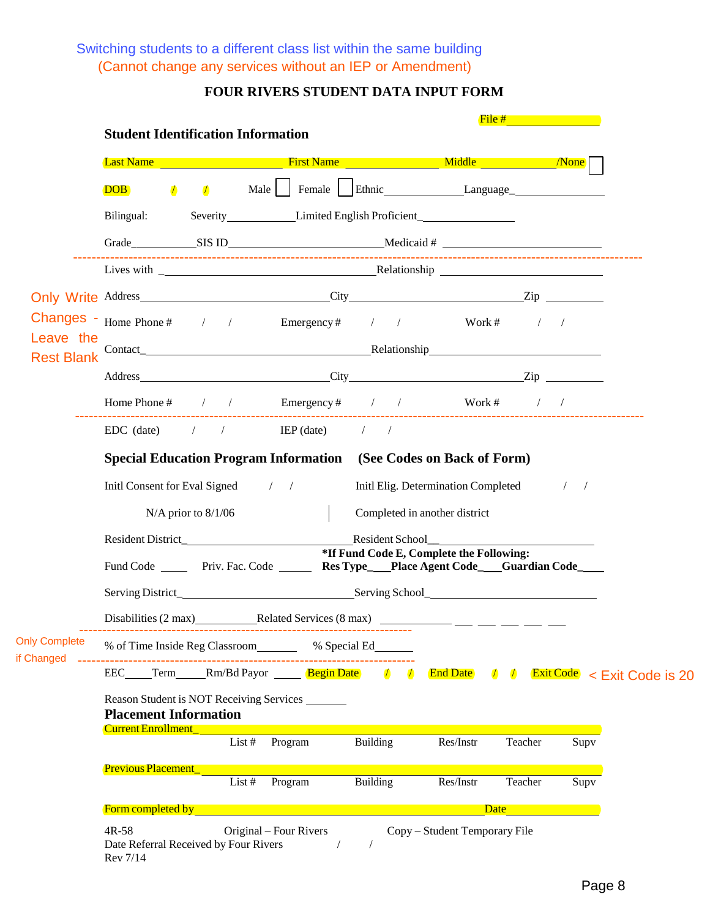Switching students to a different class list within the same building
(Cannot change any services without an IEP or Amendment)

## FOUR RIVERS STUDENT DATA INPUT FORM

File #________________

### Student Identification Information

Last Name ____________________ First Name _______________ Middle _____________ /None ☐

DOB / / Male ☐ Female ☐ Ethnic_____________ Language_______________

Bilingual: Severity___________ Limited English Proficient_______________

Grade___________ SIS ID_________________________ Medicaid # __________________________

---

*Only Write Changes - Leave the Rest Blank*

Lives with _________________________________ Relationship _________________________

Address_____________________________ City_____________________________ Zip _________

Home Phone # / / Emergency # / / Work # / /

Contact___________________________________ Relationship_____________________________

Address_____________________________ City_____________________________ Zip _________

Home Phone # / / Emergency # / / Work # / /

---

EDC (date) / / IEP (date) / /

### Special Education Program Information (See Codes on Back of Form)

Initl Consent for Eval Signed / / Initl Elig. Determination Completed / /

N/A prior to 8/1/06 | Completed in another district

Resident District___________________________ Resident School___________________________

Fund Code _____ Priv. Fac. Code _____ **\*If Fund Code E, Complete the Following: Res Type___ Place Agent Code___ Guardian Code___**

Serving District___________________________ Serving School___________________________

Disabilities (2 max)__________ Related Services (8 max) __________ ___ ___ ___ ___ ___

---

*Only Complete if Changed*

% of Time Inside Reg Classroom_______ % Special Ed______

---

EEC_____ Term_____ Rm/Bd Payor _____ Begin Date / / End Date / / Exit Code < Exit Code is 20

Reason Student is NOT Receiving Services _______

### Placement Information

Current Enrollment_______________________________________________________________

List # Program Building Res/Instr Teacher Supv

Previous Placement_______________________________________________________________

List # Program Building Res/Instr Teacher Supv

Form completed by _______________________________________________ Date_____________

4R-58 Original – Four Rivers Copy – Student Temporary File
Date Referral Received by Four Rivers / /
Rev 7/14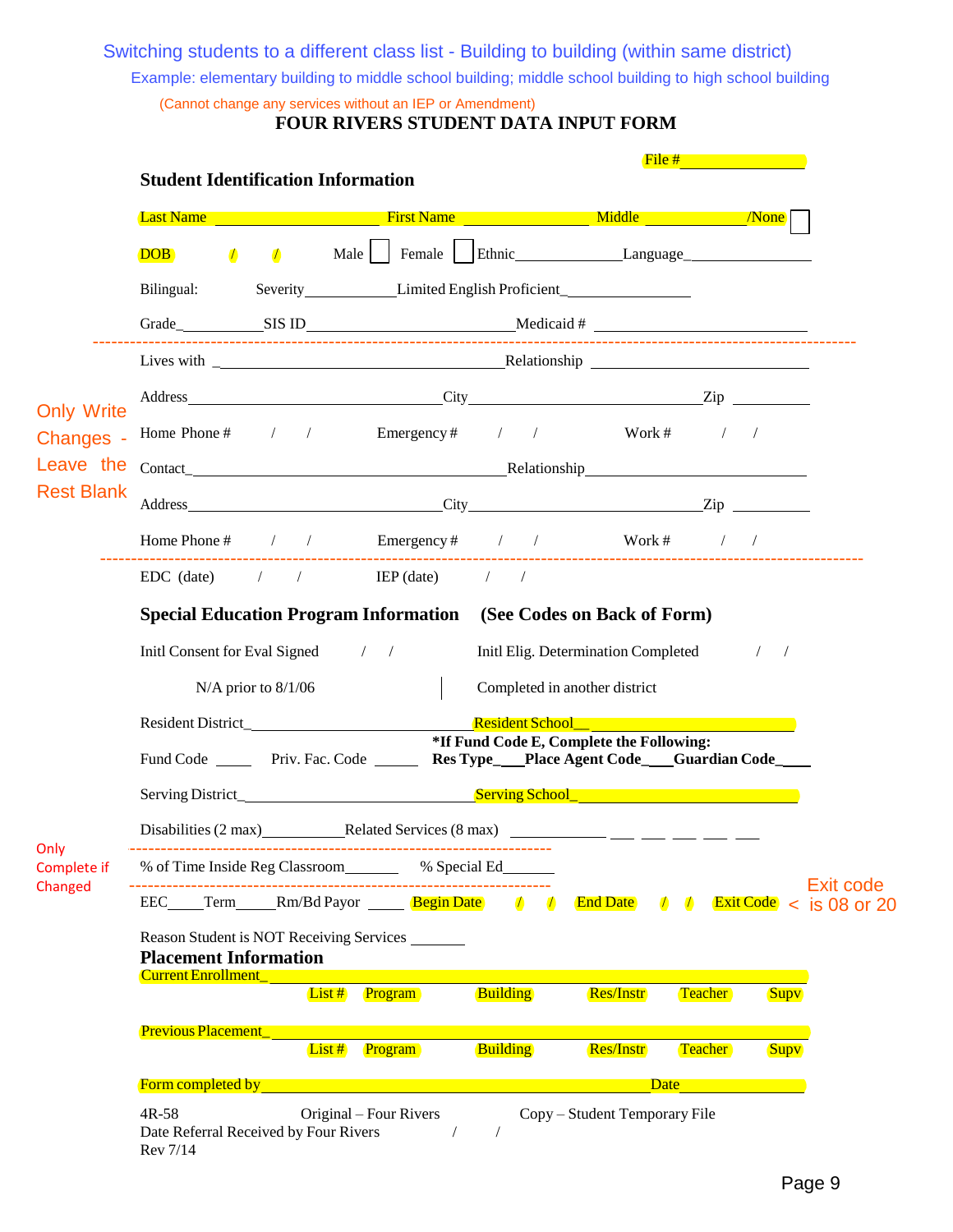## Switching students to a different class list - Building to building (within same district)

Example: elementary building to middle school building; middle school building to high school building

(Cannot change any services without an IEP or Amendment)

# FOUR RIVERS STUDENT DATA INPUT FORM

File #\_\_\_\_\_\_\_\_\_\_\_\_\_\_\_\_

## Student Identification Information

Last Name \_\_\_\_\_\_\_\_\_\_\_\_\_\_\_\_\_\_\_\_ First Name \_\_\_\_\_\_\_\_\_\_\_\_\_\_\_ Middle \_\_\_\_\_\_\_\_\_\_\_\_ /None ☐

DOB / / Male ☐ Female ☐ Ethnic\_\_\_\_\_\_\_\_\_\_\_\_\_ Language\_\_\_\_\_\_\_\_\_\_\_\_\_\_\_

Bilingual: Severity\_\_\_\_\_\_\_\_\_\_\_ Limited English Proficient\_\_\_\_\_\_\_\_\_\_\_\_\_\_\_

Grade\_\_\_\_\_\_\_\_\_\_ SIS ID\_\_\_\_\_\_\_\_\_\_\_\_\_\_\_\_\_\_\_\_\_\_\_\_\_ Medicaid # \_\_\_\_\_\_\_\_\_\_\_\_\_\_\_\_\_\_\_\_\_\_\_\_\_

---

**Only Write Changes - Leave the Rest Blank**

Lives with \_\_\_\_\_\_\_\_\_\_\_\_\_\_\_\_\_\_\_\_\_\_\_\_\_\_\_\_\_\_\_\_\_\_ Relationship \_\_\_\_\_\_\_\_\_\_\_\_\_\_\_\_\_\_\_\_\_\_\_\_\_\_

Address\_\_\_\_\_\_\_\_\_\_\_\_\_\_\_\_\_\_\_\_\_\_\_\_\_\_\_\_\_\_ City\_\_\_\_\_\_\_\_\_\_\_\_\_\_\_\_\_\_\_\_\_\_\_\_\_\_\_\_ Zip \_\_\_\_\_\_\_\_\_

Home Phone # / / Emergency # / / Work # / /

Contact\_\_\_\_\_\_\_\_\_\_\_\_\_\_\_\_\_\_\_\_\_\_\_\_\_\_\_\_\_\_\_\_\_\_\_\_\_\_ Relationship\_\_\_\_\_\_\_\_\_\_\_\_\_\_\_\_\_\_\_\_\_\_\_\_\_\_

Address\_\_\_\_\_\_\_\_\_\_\_\_\_\_\_\_\_\_\_\_\_\_\_\_\_\_\_\_\_\_ City\_\_\_\_\_\_\_\_\_\_\_\_\_\_\_\_\_\_\_\_\_\_\_\_\_\_\_\_ Zip \_\_\_\_\_\_\_\_\_

Home Phone # / / Emergency # / / Work # / /

---

EDC (date) / / IEP (date) / /

## Special Education Program Information (See Codes on Back of Form)

Initl Consent for Eval Signed / / Initl Elig. Determination Completed / /

N/A prior to 8/1/06 | Completed in another district

Resident District\_\_\_\_\_\_\_\_\_\_\_\_\_\_\_\_\_\_\_\_\_\_\_\_\_\_ Resident School\_\_\_\_\_\_\_\_\_\_\_\_\_\_\_\_\_\_\_\_\_\_\_\_\_\_\_

Fund Code \_\_\_\_ Priv. Fac. Code \_\_\_\_\_ **\*If Fund Code E, Complete the Following: Res Type\_\_\_ Place Agent Code\_\_\_ Guardian Code\_\_\_**

Serving District\_\_\_\_\_\_\_\_\_\_\_\_\_\_\_\_\_\_\_\_\_\_\_\_\_\_\_ Serving School\_\_\_\_\_\_\_\_\_\_\_\_\_\_\_\_\_\_\_\_\_\_\_\_\_\_\_\_

Disabilities (2 max)\_\_\_\_\_\_\_\_\_\_ Related Services (8 max) \_\_\_\_\_\_\_\_\_\_ \_\_ \_\_ \_\_ \_\_ \_\_

---

**Only Complete if Changed**

% of Time Inside Reg Classroom\_\_\_\_\_\_ % Special Ed\_\_\_\_\_\_

---

EEC\_\_\_\_ Term\_\_\_\_ Rm/Bd Payor \_\_\_\_ Begin Date / / End Date / / Exit Code < **Exit code is 08 or 20**

Reason Student is NOT Receiving Services \_\_\_\_\_\_

## Placement Information

Current Enrollment\_\_\_\_\_\_\_\_\_\_\_\_\_\_\_\_\_\_\_\_\_\_\_\_\_\_\_\_\_\_\_\_\_\_\_\_\_\_\_\_\_\_\_\_\_\_\_\_\_\_\_\_\_\_\_\_\_\_

List # Program Building Res/Instr Teacher Supv

Previous Placement\_\_\_\_\_\_\_\_\_\_\_\_\_\_\_\_\_\_\_\_\_\_\_\_\_\_\_\_\_\_\_\_\_\_\_\_\_\_\_\_\_\_\_\_\_\_\_\_\_\_\_\_\_\_\_\_\_\_

List # Program Building Res/Instr Teacher Supv

Form completed by\_\_\_\_\_\_\_\_\_\_\_\_\_\_\_\_\_\_\_\_\_\_\_\_\_\_\_\_\_\_\_\_\_\_\_\_\_\_\_\_\_\_\_\_\_\_ Date\_\_\_\_\_\_\_\_\_\_\_\_\_\_\_

4R-58 Original – Four Rivers Copy – Student Temporary File

Date Referral Received by Four Rivers / /

Rev 7/14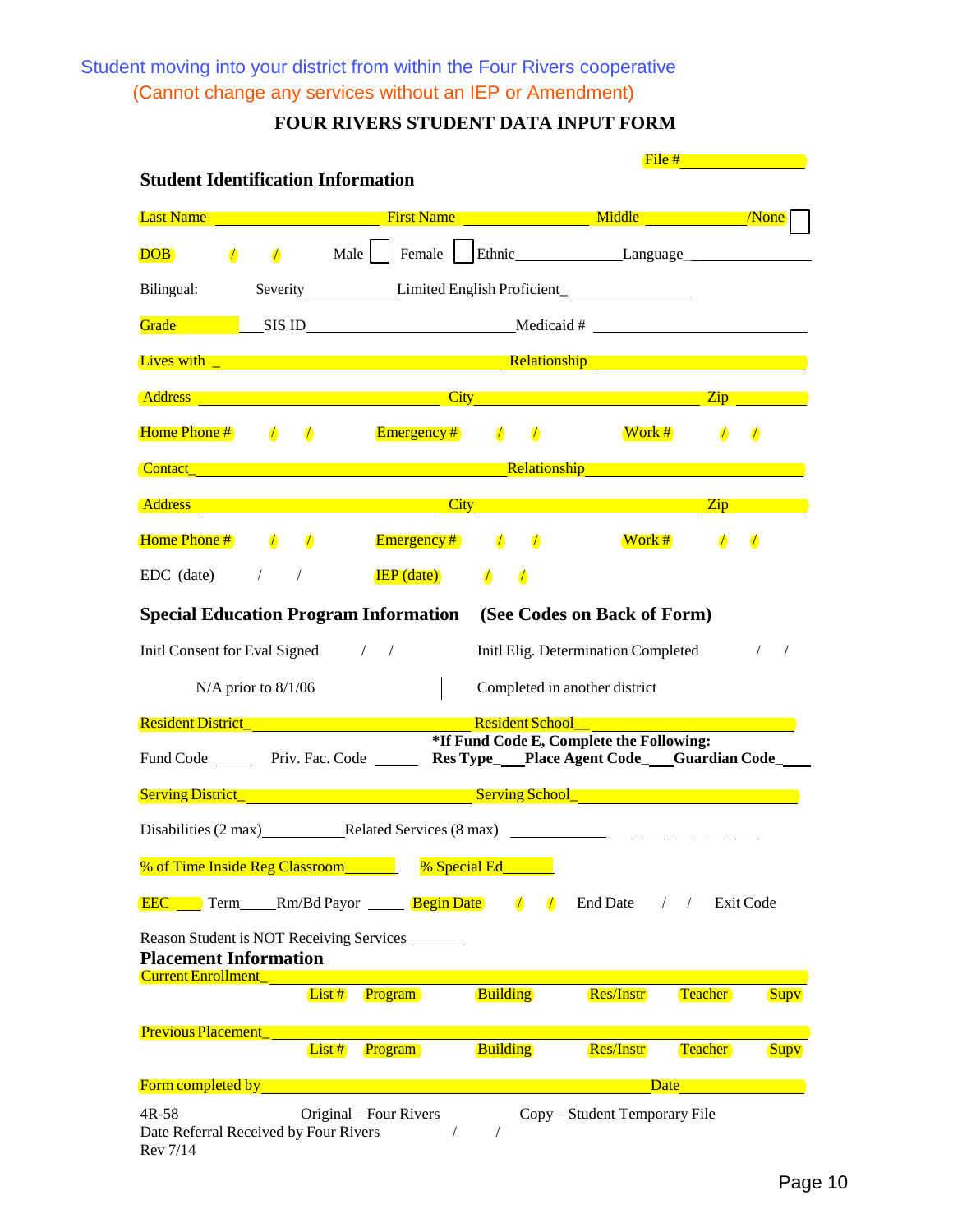Student moving into your district from within the Four Rivers cooperative

(Cannot change any services without an IEP or Amendment)

# FOUR RIVERS STUDENT DATA INPUT FORM

File #_______________

## Student Identification Information

Last Name _______________ First Name _______________ Middle _______________ /None ☐

DOB / / Male ☐ Female ☐ Ethnic_______________ Language_______________

Bilingual: Severity_______________ Limited English Proficient_______________

Grade _______ SIS ID_______________ Medicaid # _______________

Lives with _______________ Relationship _______________

Address _______________ City _______________ Zip _______

Home Phone # / / Emergency # / / Work # / /

Contact_______________ Relationship_______________

Address _______________ City _______________ Zip _______

Home Phone # / / Emergency # / / Work # / /

EDC (date) / / IEP (date) / /

## Special Education Program Information (See Codes on Back of Form)

Initl Consent for Eval Signed / / Initl Elig. Determination Completed / /

N/A prior to 8/1/06 | Completed in another district

Resident District_______________ Resident School_______________

Fund Code _____ Priv. Fac. Code _____ **\*If Fund Code E, Complete the Following:**
**Res Type___ Place Agent Code___ Guardian Code___**

Serving District_______________ Serving School_______________

Disabilities (2 max)__________ Related Services (8 max) __________ ___ ___ ___ ___ ___

% of Time Inside Reg Classroom______ % Special Ed______

EEC ___ Term_____ Rm/Bd Payor _____ Begin Date / / End Date / / Exit Code

Reason Student is NOT Receiving Services _______

## Placement Information

Current Enrollment_______________

List # Program Building Res/Instr Teacher Supv

Previous Placement_______________

List # Program Building Res/Instr Teacher Supv

Form completed by_______________ Date_______________

4R-58 Original – Four Rivers Copy – Student Temporary File

Date Referral Received by Four Rivers / /

Rev 7/14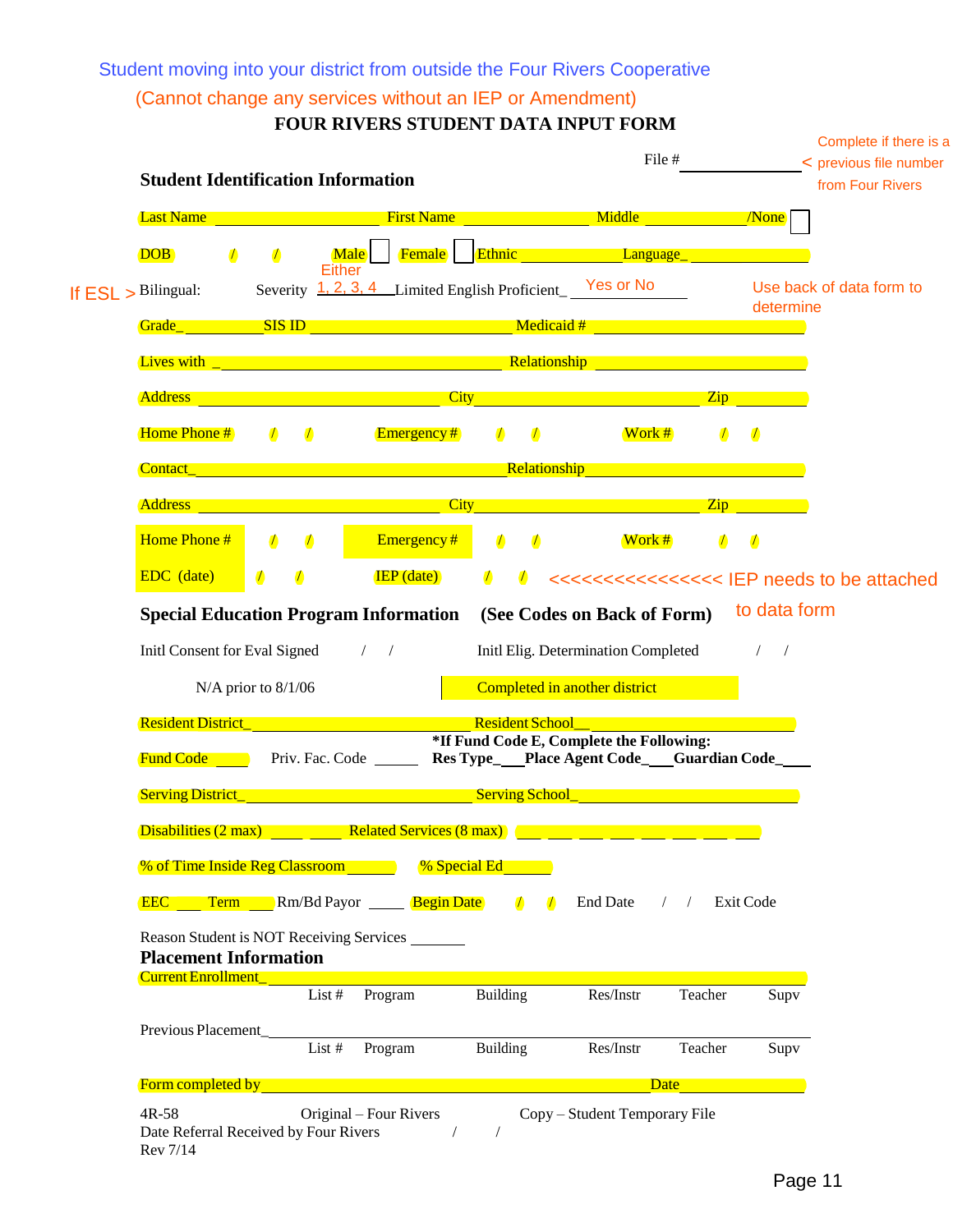Student moving into your district from outside the Four Rivers Cooperative

(Cannot change any services without an IEP or Amendment)

# FOUR RIVERS STUDENT DATA INPUT FORM

File # ____________ < Complete if there is a previous file number from Four Rivers

## Student Identification Information

Last Name ____________ First Name ____________ Middle ____________ /None ☐

DOB / / Male ☐ Female ☐ Ethnic ____________ Language_ ____________

If ESL > Bilingual: Severity Either 1, 2, 3, 4 Limited English Proficient_ Yes or No — Use back of data form to determine

Grade_ ________ SIS ID ____________ Medicaid # ____________

Lives with _ ____________ Relationship ____________

Address ____________ City ____________ Zip ________

Home Phone # / / Emergency # / / Work # / /

Contact_ ____________ Relationship ____________

Address ____________ City ____________ Zip ________

Home Phone # / / Emergency # / / Work # / /

EDC (date) / / IEP (date) / / <<<<<<<<<<<<<<<< IEP needs to be attached to data form

## Special Education Program Information (See Codes on Back of Form)

Initl Consent for Eval Signed / / Initl Elig. Determination Completed / /

N/A prior to 8/1/06 Completed in another district

Resident District_ ____________ Resident School__ ____________

Fund Code ____ Priv. Fac. Code ______ **\*If Fund Code E, Complete the Following:** **Res Type_\_\_\_Place Agent Code_\_\_\_Guardian Code_\_\_\_**

Serving District_ ____________ Serving School_ ____________

Disabilities (2 max) ____ ____ Related Services (8 max) ___ ___ ___ ___ ___ ___ ___ ___

% of Time Inside Reg Classroom ______ % Special Ed ______

EEC ___ Term ___ Rm/Bd Payor ____ Begin Date / / End Date / / Exit Code

Reason Student is NOT Receiving Services _______

## Placement Information

Current Enrollment_ ____________

List # Program Building Res/Instr Teacher Supv

Previous Placement_ ____________

List # Program Building Res/Instr Teacher Supv

Form completed by ____________ Date ________

4R-58 Original – Four Rivers Copy – Student Temporary File

Date Referral Received by Four Rivers / /

Rev 7/14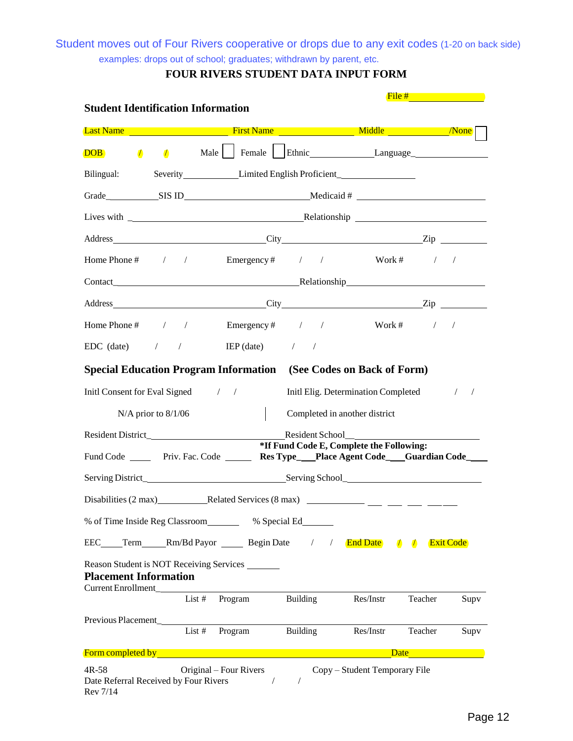Student moves out of Four Rivers cooperative or drops due to any exit codes (1-20 on back side)

examples: drops out of school; graduates; withdrawn by parent, etc.

# FOUR RIVERS STUDENT DATA INPUT FORM

File #\_\_\_\_\_\_\_\_\_\_\_\_\_\_

## Student Identification Information

Last Name \_\_\_\_\_\_\_\_\_\_\_\_\_\_ First Name \_\_\_\_\_\_\_\_\_\_\_\_ Middle \_\_\_\_\_\_\_\_\_\_ /None ☐

DOB / / Male ☐ Female ☐ Ethnic\_\_\_\_\_\_\_\_\_\_\_\_ Language\_\_\_\_\_\_\_\_\_\_\_\_

Bilingual: Severity\_\_\_\_\_\_\_\_\_\_ Limited English Proficient\_\_\_\_\_\_\_\_\_\_\_\_

Grade\_\_\_\_\_\_\_\_\_\_ SIS ID\_\_\_\_\_\_\_\_\_\_\_\_\_\_\_\_\_\_\_\_ Medicaid # \_\_\_\_\_\_\_\_\_\_\_\_\_\_\_\_\_\_\_\_

Lives with \_\_\_\_\_\_\_\_\_\_\_\_\_\_\_\_\_\_\_\_\_\_\_\_\_\_\_\_ Relationship \_\_\_\_\_\_\_\_\_\_\_\_\_\_\_\_\_\_\_\_

Address\_\_\_\_\_\_\_\_\_\_\_\_\_\_\_\_\_\_\_\_\_\_\_\_ City\_\_\_\_\_\_\_\_\_\_\_\_\_\_\_\_\_\_\_\_\_\_ Zip \_\_\_\_\_\_\_\_

Home Phone # / / Emergency # / / Work # / /

Contact\_\_\_\_\_\_\_\_\_\_\_\_\_\_\_\_\_\_\_\_\_\_\_\_\_\_\_\_\_\_ Relationship\_\_\_\_\_\_\_\_\_\_\_\_\_\_\_\_\_\_\_\_\_\_\_\_

Address\_\_\_\_\_\_\_\_\_\_\_\_\_\_\_\_\_\_\_\_\_\_\_\_ City\_\_\_\_\_\_\_\_\_\_\_\_\_\_\_\_\_\_\_\_\_\_ Zip \_\_\_\_\_\_\_\_

Home Phone # / / Emergency # / / Work # / /

EDC (date) / / IEP (date) / /

## Special Education Program Information (See Codes on Back of Form)

Initl Consent for Eval Signed / / Initl Elig. Determination Completed / /

N/A prior to 8/1/06 | Completed in another district

Resident District\_\_\_\_\_\_\_\_\_\_\_\_\_\_\_\_\_\_\_\_\_\_ Resident School\_\_\_\_\_\_\_\_\_\_\_\_\_\_\_\_\_\_\_\_\_\_

**\*If Fund Code E, Complete the Following:**

Fund Code \_\_\_\_ Priv. Fac. Code \_\_\_\_ **Res Type\_\_\_ Place Agent Code\_\_\_ Guardian Code\_\_\_**

Serving District\_\_\_\_\_\_\_\_\_\_\_\_\_\_\_\_\_\_\_\_\_\_ Serving School\_\_\_\_\_\_\_\_\_\_\_\_\_\_\_\_\_\_\_\_\_\_

Disabilities (2 max)\_\_\_\_\_\_\_\_ Related Services (8 max) \_\_\_\_\_\_\_\_ \_\_\_ \_\_\_ \_\_\_ \_\_\_ \_\_\_

% of Time Inside Reg Classroom\_\_\_\_\_ % Special Ed\_\_\_\_\_

EEC\_\_\_\_ Term\_\_\_\_ Rm/Bd Payor \_\_\_\_ Begin Date / / End Date / / Exit Code

Reason Student is NOT Receiving Services \_\_\_\_\_\_

## Placement Information

Current Enrollment\_\_\_\_\_\_\_\_\_\_\_\_\_\_\_\_\_\_\_\_\_\_\_\_\_\_\_\_\_\_\_\_\_\_\_\_\_\_\_\_\_\_\_\_\_\_

List # Program Building Res/Instr Teacher Supv

Previous Placement\_\_\_\_\_\_\_\_\_\_\_\_\_\_\_\_\_\_\_\_\_\_\_\_\_\_\_\_\_\_\_\_\_\_\_\_\_\_\_\_\_\_\_\_\_\_

List # Program Building Res/Instr Teacher Supv

Form completed by\_\_\_\_\_\_\_\_\_\_\_\_\_\_\_\_\_\_\_\_\_\_\_\_\_\_\_\_\_\_\_\_ Date\_\_\_\_\_\_\_\_\_\_\_\_

4R-58 Original – Four Rivers Copy – Student Temporary File

Date Referral Received by Four Rivers / /

Rev 7/14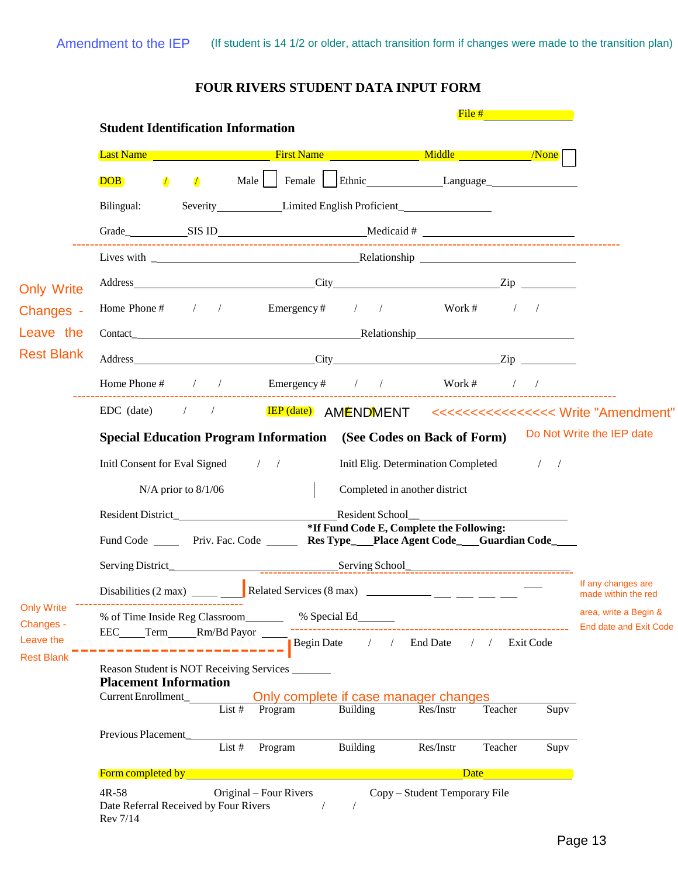Amendment to the IEP (If student is 14 1/2 or older, attach transition form if changes were made to the transition plan)

# FOUR RIVERS STUDENT DATA INPUT FORM

File #________________

## Student Identification Information

Last Name ____________________ First Name _______________ Middle _____________ /None ☐

DOB / / Male ☐ Female ☐ Ethnic_____________ Language_______________

Bilingual: Severity___________ Limited English Proficient_______________

Grade__________ SIS ID_________________________ Medicaid # _________________________

Only Write Changes - Leave the Rest Blank

Lives with ______________________________ Relationship ____________________

Address_____________________________ City___________________________ Zip _________

Home Phone # / / Emergency # / / Work # / /

Contact___________________________________ Relationship____________________________

Address_____________________________ City___________________________ Zip _________

Home Phone # / / Emergency # / / Work # / /

EDC (date) / / IEP (date) AMENDMENT <<<<<<<<<<<<<<<< Write "Amendment"

Do Not Write the IEP date

## Special Education Program Information (See Codes on Back of Form)

Initl Consent for Eval Signed / / Initl Elig. Determination Completed / /

N/A prior to 8/1/06 | Completed in another district

Resident District_____________________________ Resident School_________________________

*If Fund Code E, Complete the Following:

Fund Code _____ Priv. Fac. Code ______ Res Type____ Place Agent Code____ Guardian Code____

Serving District_____________________________ Serving School____________________________

Disabilities (2 max) _____ _____ | Related Services (8 max) ___________ ___ ___ ___ ___ ___

If any changes are made within the red area, write a Begin & End date and Exit Code

Only Write Changes - Leave the Rest Blank

% of Time Inside Reg Classroom_______ % Special Ed______

EEC_____ Term_____ Rm/Bd Payor _____ | Begin Date / / End Date / / Exit Code

Reason Student is NOT Receiving Services _______

## Placement Information

Only complete if case manager changes

Current Enrollment_____________________________________________________________

List # Program Building Res/Instr Teacher Supv

Previous Placement_____________________________________________________________

List # Program Building Res/Instr Teacher Supv

Form completed by _______________________________________________ Date___________

4R-58 Original – Four Rivers Copy – Student Temporary File

Date Referral Received by Four Rivers / /

Rev 7/14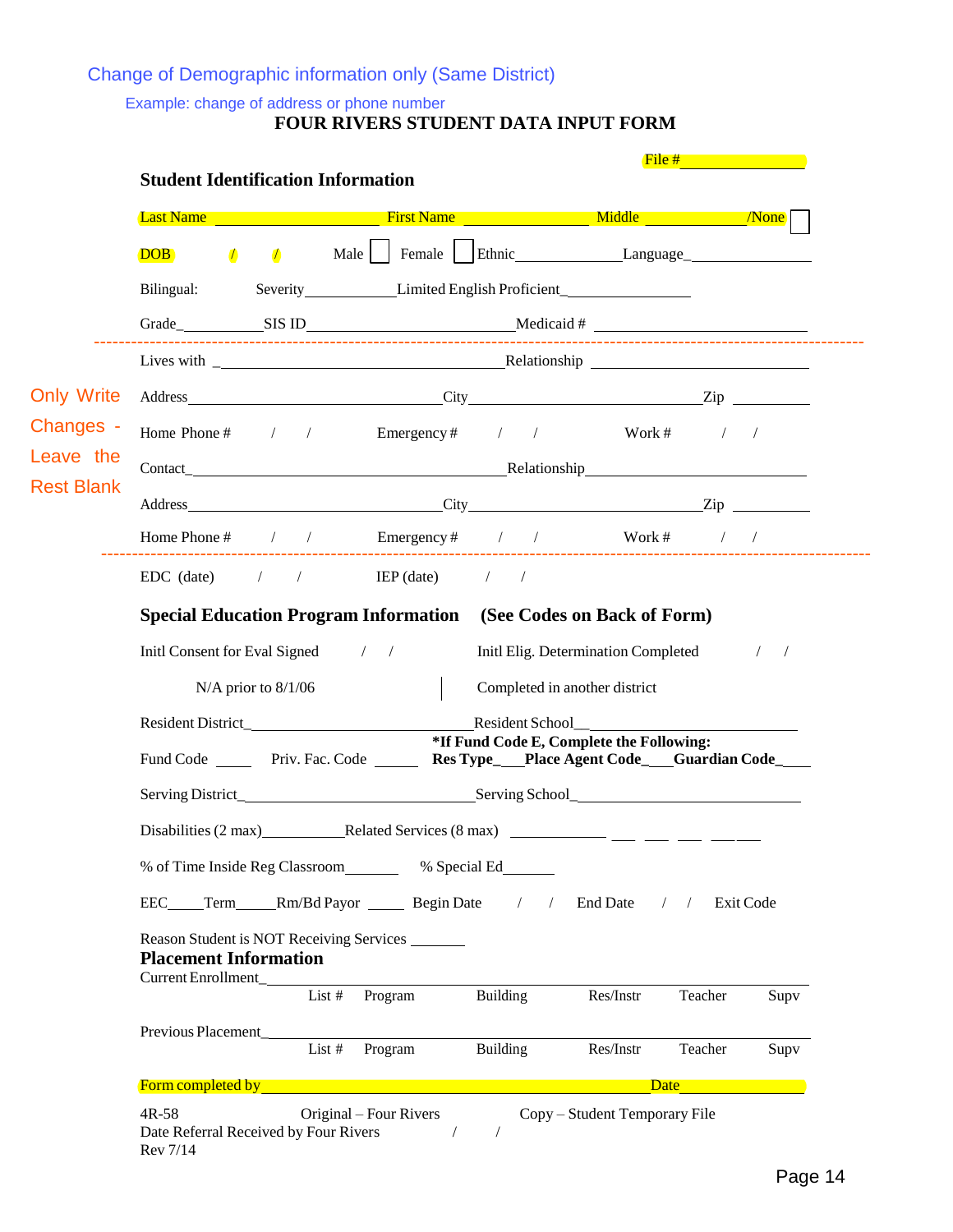## Change of Demographic information only (Same District)

Example: change of address or phone number

# FOUR RIVERS STUDENT DATA INPUT FORM

File #________________

### Student Identification Information

Last Name ____________________ First Name _______________ Middle ____________ /None ☐

DOB / / Male ☐ Female ☐ Ethnic_____________Language_______________

Bilingual: Severity___________Limited English Proficient_______________

Grade__________SIS ID_________________________Medicaid # _________________________

---

Only Write Changes - Leave the Rest Blank

Lives with _ _________________________________Relationship _________________________

Address______________________________City___________________________Zip _________

Home Phone # / / Emergency # / / Work # / /

Contact_____________________________________Relationship_________________________

Address______________________________City___________________________Zip _________

Home Phone # / / Emergency # / / Work # / /

---

EDC (date) / / IEP (date) / /

### Special Education Program Information (See Codes on Back of Form)

Initl Consent for Eval Signed / / Initl Elig. Determination Completed / /

N/A prior to 8/1/06 | Completed in another district

Resident District_________________________Resident School__________________________

**\*If Fund Code E, Complete the Following:**

Fund Code ____ Priv. Fac. Code _____ **Res Type___Place Agent Code___Guardian Code____**

Serving District___________________________Serving School__________________________

Disabilities (2 max)__________Related Services (8 max) ___________ __ __ __ __ __

% of Time Inside Reg Classroom______ % Special Ed______

EEC____Term_____Rm/Bd Payor ____ Begin Date / / End Date / / Exit Code

Reason Student is NOT Receiving Services _______

### Placement Information

Current Enrollment_______________________________________________________________

List # Program Building Res/Instr Teacher Supv

Previous Placement_______________________________________________________________

List # Program Building Res/Instr Teacher Supv

Form completed by_____________________________________________Date____________

4R-58 Original – Four Rivers Copy – Student Temporary File

Date Referral Received by Four Rivers / /

Rev 7/14